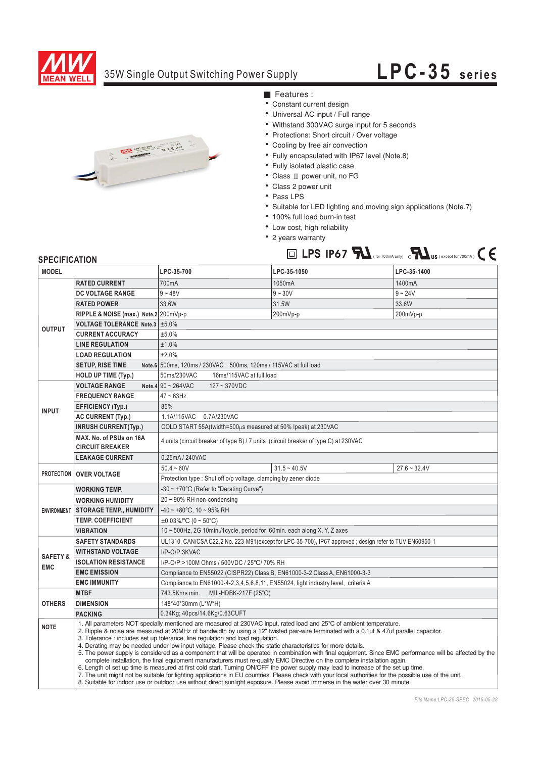# 35W Single Output Switching Power Supply

## LPC-35 series

■ Features :

- Constant current design
- Universal AC input / Full range
- Withstand 300VAC surge input for 5 seconds
- Protections: Short circuit / Over voltage
- Cooling by free air convection
- Fully encapsulated with IP67 level (Note.8)
- Fully isolated plastic case
- Class Ⅱ power unit, no FG
- Class 2 power unit
- Pass LPS
- Suitable for LED lighting and moving sign applications (Note.7)
- 100% full load burn-in test
- Low cost, high reliability
- 2 years warranty

LPS IP67 (for 700mA only) (except for 700mA) CE

## SPECIFICATION

| MODEL | | LPC-35-700 | LPC-35-1050 | LPC-35-1400 |
|---|---|---|---|---|
| OUTPUT | RATED CURRENT | 700mA | 1050mA | 1400mA |
| | DC VOLTAGE RANGE | 9 ~ 48V | 9 ~ 30V | 9 ~ 24V |
| | RATED POWER | 33.6W | 31.5W | 33.6W |
| | RIPPLE & NOISE (max.) Note.2 | 200mVp-p | 200mVp-p | 200mVp-p |
| | VOLTAGE TOLERANCE Note.3 | ±5.0% | | |
| | CURRENT ACCURACY | ±5.0% | | |
| | LINE REGULATION | ±1.0% | | |
| | LOAD REGULATION | ±2.0% | | |
| | SETUP, RISE TIME Note.6 | 500ms, 120ms / 230VAC 500ms, 120ms / 115VAC at full load | | |
| | HOLD UP TIME (Typ.) | 50ms/230VAC 16ms/115VAC at full load | | |
| INPUT | VOLTAGE RANGE Note.4 | 90 ~ 264VAC 127 ~ 370VDC | | |
| | FREQUENCY RANGE | 47 ~ 63Hz | | |
| | EFFICIENCY (Typ.) | 85% | | |
| | AC CURRENT (Typ.) | 1.1A/115VAC 0.7A/230VAC | | |
| | INRUSH CURRENT(Typ.) | COLD START 55A(twidth=500μs measured at 50% Ipeak) at 230VAC | | |
| | MAX. No. of PSUs on 16A CIRCUIT BREAKER | 4 units (circuit breaker of type B) / 7 units (circuit breaker of type C) at 230VAC | | |
| | LEAKAGE CURRENT | 0.25mA / 240VAC | | |
| PROTECTION | OVER VOLTAGE | 50.4 ~ 60V | 31.5 ~ 40.5V | 27.6 ~ 32.4V |
| | | Protection type : Shut off o/p voltage, clamping by zener diode | | |
| ENVIRONMENT | WORKING TEMP. | -30 ~ +70°C (Refer to "Derating Curve") | | |
| | WORKING HUMIDITY | 20 ~ 90% RH non-condensing | | |
| | STORAGE TEMP., HUMIDITY | -40 ~ +80°C, 10 ~ 95% RH | | |
| | TEMP. COEFFICIENT | ±0.03%/°C (0 ~ 50°C) | | |
| | VIBRATION | 10 ~ 500Hz, 2G 10min./1cycle, period for 60min. each along X, Y, Z axes | | |
| SAFETY & EMC | SAFETY STANDARDS | UL1310, CAN/CSA C22.2 No. 223-M91(except for LPC-35-700), IP67 approved ; design refer to TUV EN60950-1 | | |
| | WITHSTAND VOLTAGE | I/P-O/P:3KVAC | | |
| | ISOLATION RESISTANCE | I/P-O/P:>100M Ohms / 500VDC / 25°C/ 70% RH | | |
| | EMC EMISSION | Compliance to EN55022 (CISPR22) Class B, EN61000-3-2 Class A, EN61000-3-3 | | |
| | EMC IMMUNITY | Compliance to EN61000-4-2,3,4,5,6,8,11, EN55024, light industry level, criteria A | | |
| OTHERS | MTBF | 743.5Khrs min. MIL-HDBK-217F (25°C) | | |
| | DIMENSION | 148*40*30mm (L*W*H) | | |
| | PACKING | 0.34Kg; 40pcs/14.6Kg/0.63CUFT | | |

**NOTE**

1. All parameters NOT specially mentioned are measured at 230VAC input, rated load and 25°C of ambient temperature.
2. Ripple & noise are measured at 20MHz of bandwidth by using a 12" twisted pair-wire terminated with a 0.1uf & 47uf parallel capacitor.
3. Tolerance : includes set up tolerance, line regulation and load regulation.
4. Derating may be needed under low input voltage. Please check the static characteristics for more details.
5. The power supply is considered as a component that will be operated in combination with final equipment. Since EMC performance will be affected by the complete installation, the final equipment manufacturers must re-qualify EMC Directive on the complete installation again.
6. Length of set up time is measured at first cold start. Turning ON/OFF the power supply may lead to increase of the set up time.
7. The unit might not be suitable for lighting applications in EU countries. Please check with your local authorities for the possible use of the unit.
8. Suitable for indoor use or outdoor use without direct sunlight exposure. Please avoid immerse in the water over 30 minute.

*File Name:LPC-35-SPEC 2015-05-28*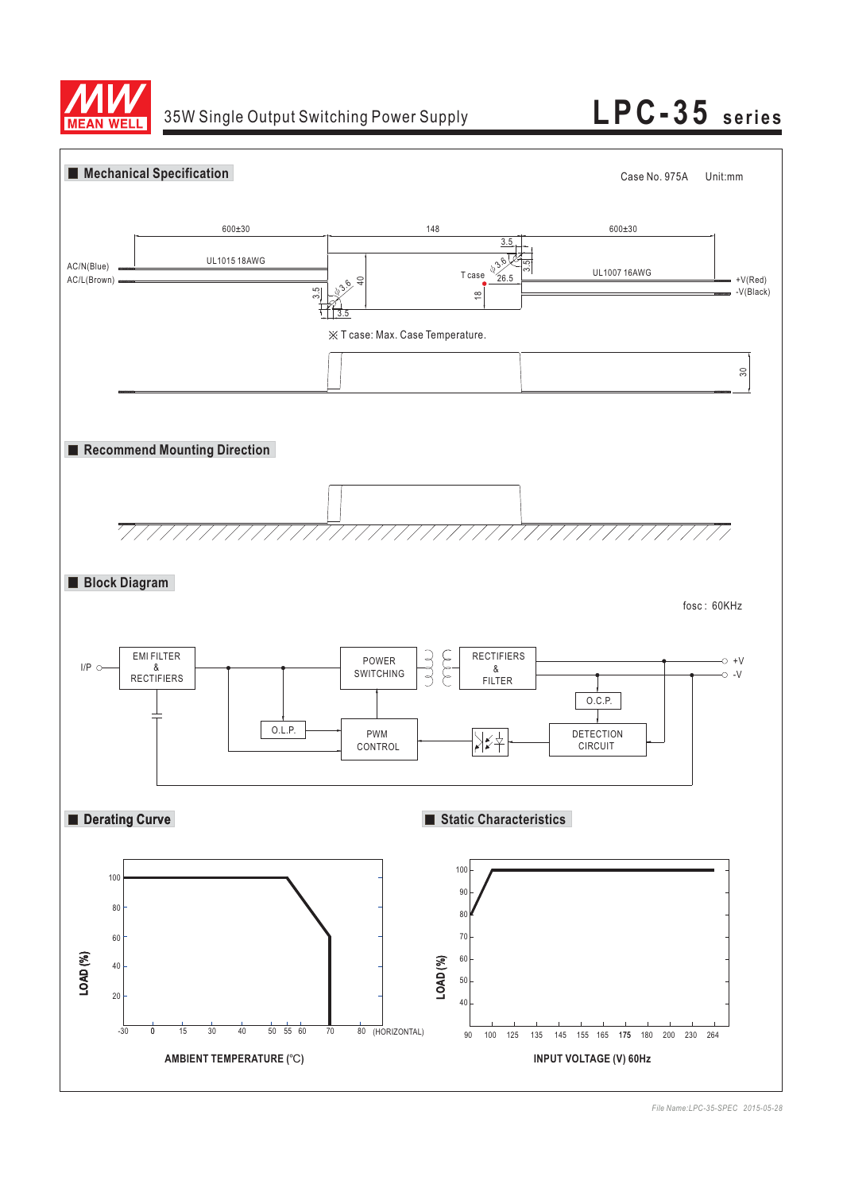35W Single Output Switching Power Supply

# LPC-35 series

## ■ Mechanical Specification

Case No. 975A Unit:mm

600±30

148

600±30

AC/N(Blue)

AC/L(Brown)

UL1015 18AWG

3.5

3.5

φ3.6

40

3.5

T case

φ3.6

3.5

26.5

18

UL1007 16AWG

+V(Red)

-V(Black)

※ T case: Max. Case Temperature.

30

## ■ Recommend Mounting Direction

## ■ Block Diagram

fosc : 60KHz

I/P

EMI FILTER & RECTIFIERS

POWER SWITCHING

RECTIFIERS & FILTER

+V

-V

O.C.P.

O.L.P.

PWM CONTROL

DETECTION CIRCUIT

## ■ Derating Curve

LOAD (%)

100

80

60

40

20

-30 0 15 30 40 50 55 60 70 80 (HORIZONTAL)

AMBIENT TEMPERATURE (°C)

## ■ Static Characteristics

LOAD (%)

100

90

80

70

60

50

40

90 100 125 135 145 155 165 175 180 200 230 264

INPUT VOLTAGE (V) 60Hz

*File Name:LPC-35-SPEC 2015-05-28*